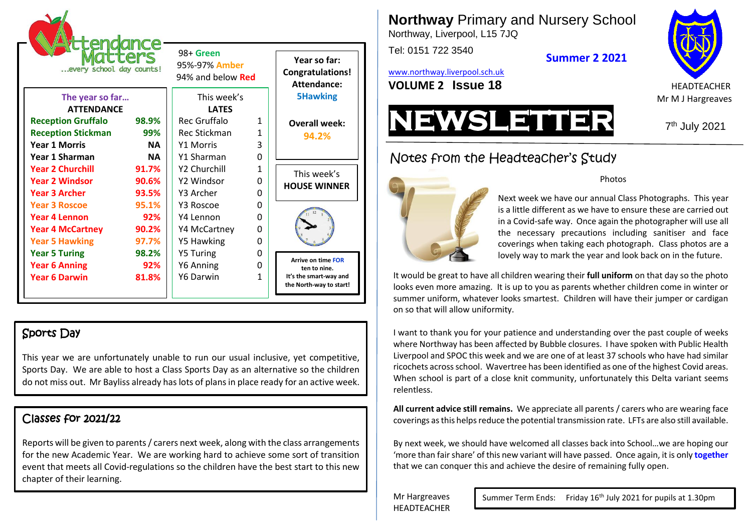# Northway Primary and Nursery School

Northway, Liverpool, L15 7JQ

Tel: 0151 722 3540

www.northway.liverpool.sch.uk

**Summer 2 2021**

**VOLUME 2 Issue 18**

HEADTEACHER
Mr M J Hargreaves

# NEWSLETTER

7th July 2021

## Attendance Matters

...every school day counts!

98+ **Green**
95%-97% **Amber**
94% and below **Red**

| The year so far... ATTENDANCE | |
|---|---|
| **Reception Gruffalo** | **98.9%** |
| **Reception Stickman** | **99%** |
| **Year 1 Morris** | **NA** |
| **Year 1 Sharman** | **NA** |
| **Year 2 Churchill** | **91.7%** |
| **Year 2 Windsor** | **90.6%** |
| **Year 3 Archer** | **93.5%** |
| **Year 3 Roscoe** | **95.1%** |
| **Year 4 Lennon** | **92%** |
| **Year 4 McCartney** | **90.2%** |
| **Year 5 Hawking** | **97.7%** |
| **Year 5 Turing** | **98.2%** |
| **Year 6 Anning** | **92%** |
| **Year 6 Darwin** | **81.8%** |

| This week's LATES | |
|---|---|
| Rec Gruffalo | 1 |
| Rec Stickman | 1 |
| Y1 Morris | 3 |
| Y1 Sharman | 0 |
| Y2 Churchill | 1 |
| Y2 Windsor | 0 |
| Y3 Archer | 0 |
| Y3 Roscoe | 0 |
| Y4 Lennon | 0 |
| Y4 McCartney | 0 |
| Y5 Hawking | 0 |
| Y5 Turing | 0 |
| Y6 Anning | 0 |
| Y6 Darwin | 1 |

**Year so far: Congratulations! Attendance: 5Hawking**

**Overall week: 94.2%**

This week's **HOUSE WINNER**

**Arrive on time FOR ten to nine. It's the smart-way and the North-way to start!**

## Notes from the Headteacher's Study

### Photos

Next week we have our annual Class Photographs. This year is a little different as we have to ensure these are carried out in a Covid-safe way. Once again the photographer will use all the necessary precautions including sanitiser and face coverings when taking each photograph. Class photos are a lovely way to mark the year and look back on in the future.

It would be great to have all children wearing their **full uniform** on that day so the photo looks even more amazing. It is up to you as parents whether children come in winter or summer uniform, whatever looks smartest. Children will have their jumper or cardigan on so that will allow uniformity.

I want to thank you for your patience and understanding over the past couple of weeks where Northway has been affected by Bubble closures. I have spoken with Public Health Liverpool and SPOC this week and we are one of at least 37 schools who have had similar ricochets across school. Wavertree has been identified as one of the highest Covid areas. When school is part of a close knit community, unfortunately this Delta variant seems relentless.

**All current advice still remains.** We appreciate all parents / carers who are wearing face coverings as this helps reduce the potential transmission rate. LFTs are also still available.

By next week, we should have welcomed all classes back into School…we are hoping our 'more than fair share' of this new variant will have passed. Once again, it is only **together** that we can conquer this and achieve the desire of remaining fully open.

Mr Hargreaves
HEADTEACHER

Summer Term Ends: Friday 16th July 2021 for pupils at 1.30pm

## Sports Day

This year we are unfortunately unable to run our usual inclusive, yet competitive, Sports Day. We are able to host a Class Sports Day as an alternative so the children do not miss out. Mr Bayliss already has lots of plans in place ready for an active week.

## Classes for 2021/22

Reports will be given to parents / carers next week, along with the class arrangements for the new Academic Year. We are working hard to achieve some sort of transition event that meets all Covid-regulations so the children have the best start to this new chapter of their learning.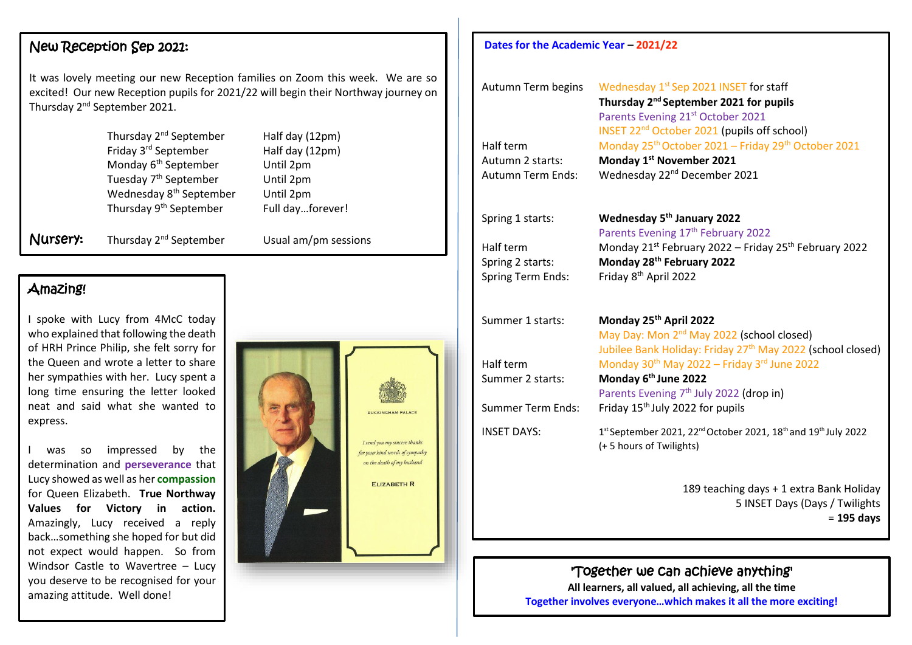## New Reception Sep 2021:

It was lovely meeting our new Reception families on Zoom this week. We are so excited! Our new Reception pupils for 2021/22 will begin their Northway journey on Thursday 2nd September 2021.

| | | |
|---|---|---|
| | Thursday 2nd September | Half day (12pm) |
| | Friday 3rd September | Half day (12pm) |
| | Monday 6th September | Until 2pm |
| | Tuesday 7th September | Until 2pm |
| | Wednesday 8th September | Until 2pm |
| | Thursday 9th September | Full day…forever! |
| **Nursery:** | Thursday 2nd September | Usual am/pm sessions |

## Amazing!

I spoke with Lucy from 4McC today who explained that following the death of HRH Prince Philip, she felt sorry for the Queen and wrote a letter to share her sympathies with her. Lucy spent a long time ensuring the letter looked neat and said what she wanted to express.

I was so impressed by the determination and **perseverance** that Lucy showed as well as her **compassion** for Queen Elizabeth. **True Northway Values for Victory in action.** Amazingly, Lucy received a reply back…something she hoped for but did not expect would happen. So from Windsor Castle to Wavertree – Lucy you deserve to be recognised for your amazing attitude. Well done!

BUCKINGHAM PALACE

*I send you my sincere thanks for your kind words of sympathy on the death of my husband*

ELIZABETH R

## Dates for the Academic Year – 2021/22

| | |
|---|---|
| Autumn Term begins | Wednesday 1st Sep 2021 INSET for staff |
| | **Thursday 2nd September 2021 for pupils** |
| | Parents Evening 21st October 2021 |
| | INSET 22nd October 2021 (pupils off school) |
| Half term | Monday 25th October 2021 – Friday 29th October 2021 |
| Autumn 2 starts: | **Monday 1st November 2021** |
| Autumn Term Ends: | Wednesday 22nd December 2021 |
| Spring 1 starts: | **Wednesday 5th January 2022** |
| | Parents Evening 17th February 2022 |
| Half term | Monday 21st February 2022 – Friday 25th February 2022 |
| Spring 2 starts: | **Monday 28th February 2022** |
| Spring Term Ends: | Friday 8th April 2022 |
| Summer 1 starts: | **Monday 25th April 2022** |
| | May Day: Mon 2nd May 2022 (school closed) |
| | Jubilee Bank Holiday: Friday 27th May 2022 (school closed) |
| Half term | Monday 30th May 2022 – Friday 3rd June 2022 |
| Summer 2 starts: | **Monday 6th June 2022** |
| | Parents Evening 7th July 2022 (drop in) |
| Summer Term Ends: | Friday 15th July 2022 for pupils |
| INSET DAYS: | 1st September 2021, 22nd October 2021, 18th and 19th July 2022 (+ 5 hours of Twilights) |

189 teaching days + 1 extra Bank Holiday
5 INSET Days (Days / Twilights
= **195 days**

**'Together we can achieve anything'**

**All learners, all valued, all achieving, all the time**

**Together involves everyone…which makes it all the more exciting!**